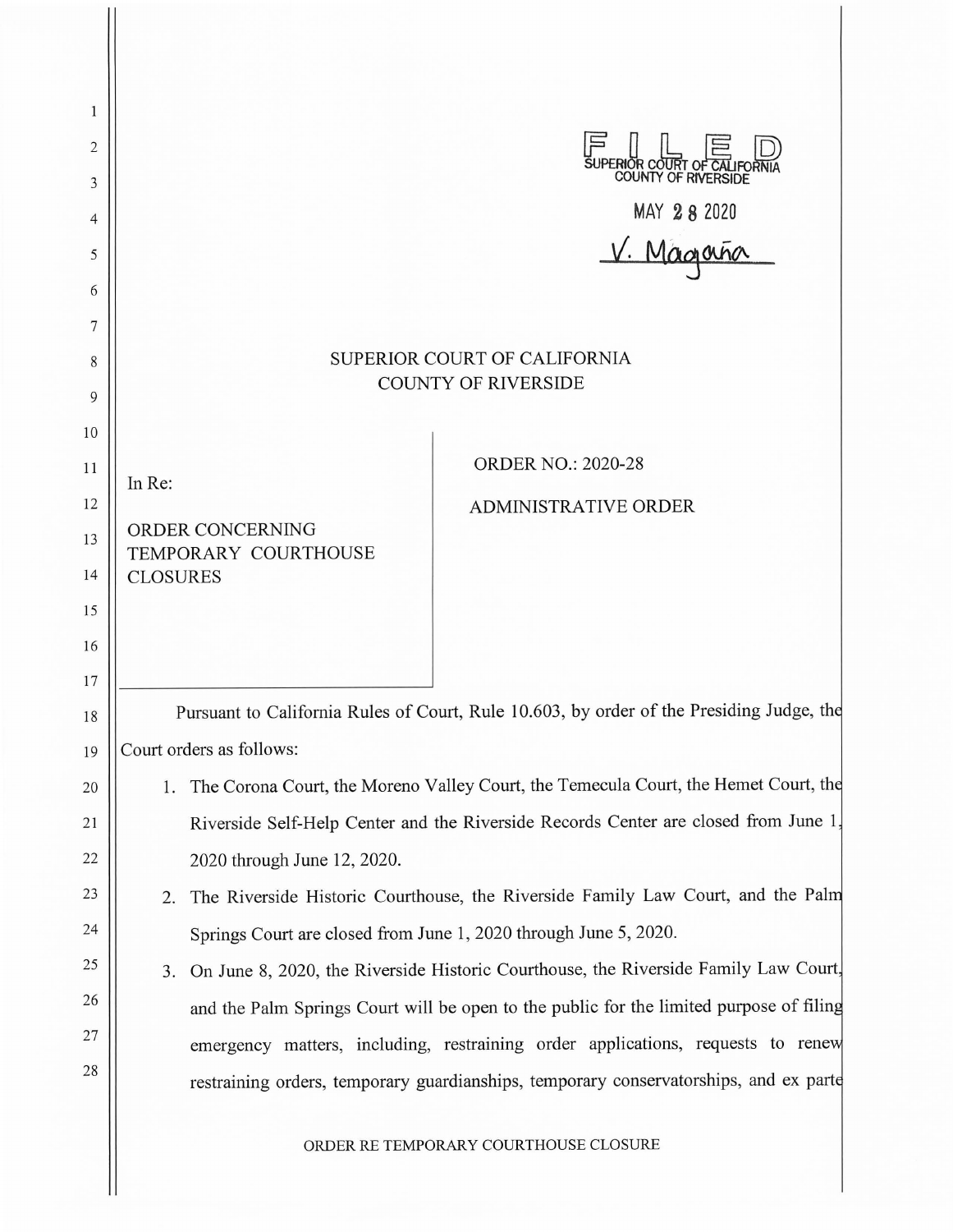FILED
SUPERIOR COURT OF CALIFORNIA
COUNTY OF RIVERSIDE

MAY 28 2020

V. Magaña

# SUPERIOR COURT OF CALIFORNIA
# COUNTY OF RIVERSIDE

In Re:

ORDER CONCERNING TEMPORARY COURTHOUSE CLOSURES

ORDER NO.: 2020-28

ADMINISTRATIVE ORDER

Pursuant to California Rules of Court, Rule 10.603, by order of the Presiding Judge, the Court orders as follows:

1. The Corona Court, the Moreno Valley Court, the Temecula Court, the Hemet Court, the Riverside Self-Help Center and the Riverside Records Center are closed from June 1, 2020 through June 12, 2020.
2. The Riverside Historic Courthouse, the Riverside Family Law Court, and the Palm Springs Court are closed from June 1, 2020 through June 5, 2020.
3. On June 8, 2020, the Riverside Historic Courthouse, the Riverside Family Law Court, and the Palm Springs Court will be open to the public for the limited purpose of filing emergency matters, including, restraining order applications, requests to renew restraining orders, temporary guardianships, temporary conservatorships, and ex parte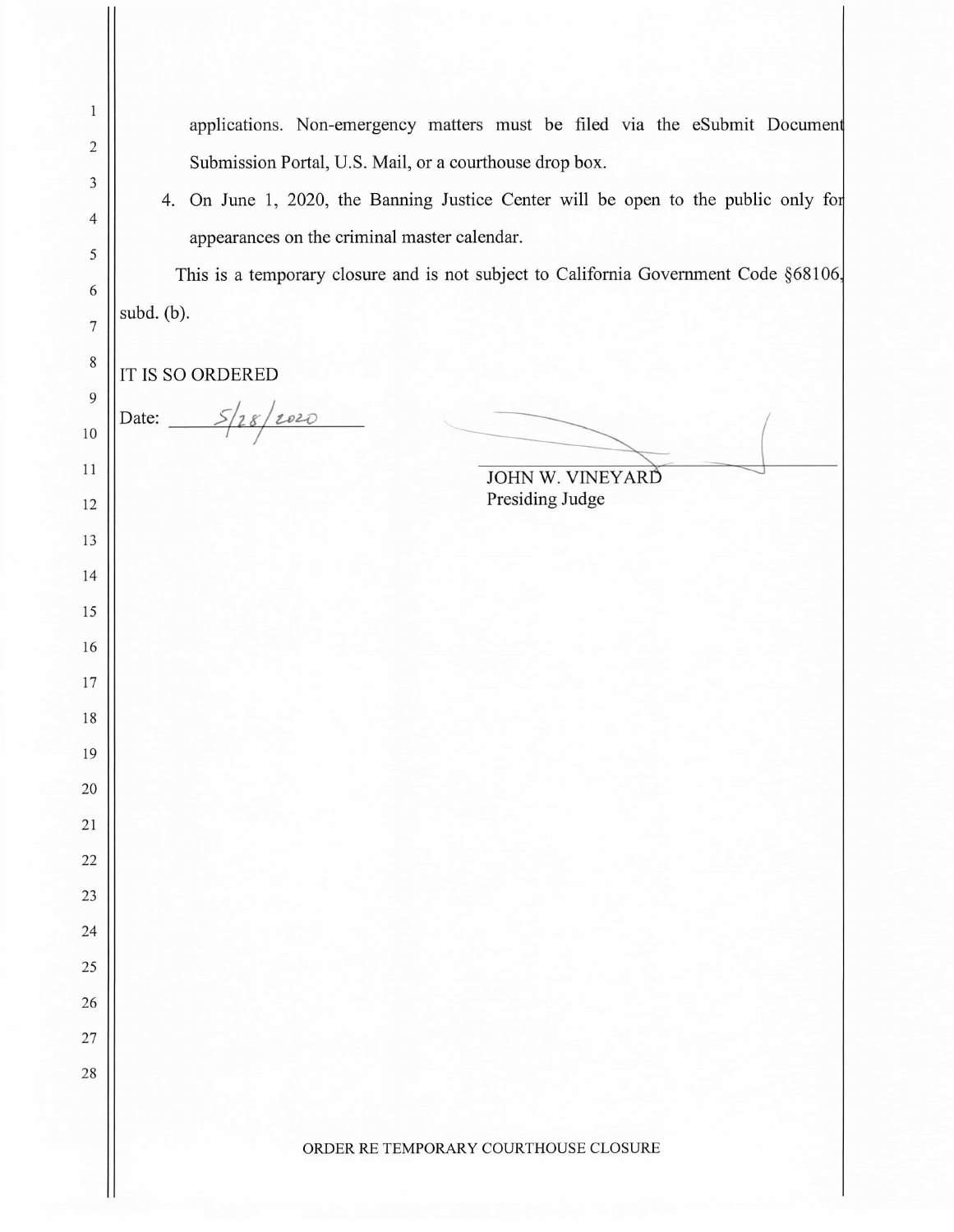applications. Non-emergency matters must be filed via the eSubmit Document Submission Portal, U.S. Mail, or a courthouse drop box.

4. On June 1, 2020, the Banning Justice Center will be open to the public only for appearances on the criminal master calendar.

This is a temporary closure and is not subject to California Government Code §68106, subd. (b).

IT IS SO ORDERED

Date: 5/28/2020

JOHN W. VINEYARD
Presiding Judge

ORDER RE TEMPORARY COURTHOUSE CLOSURE